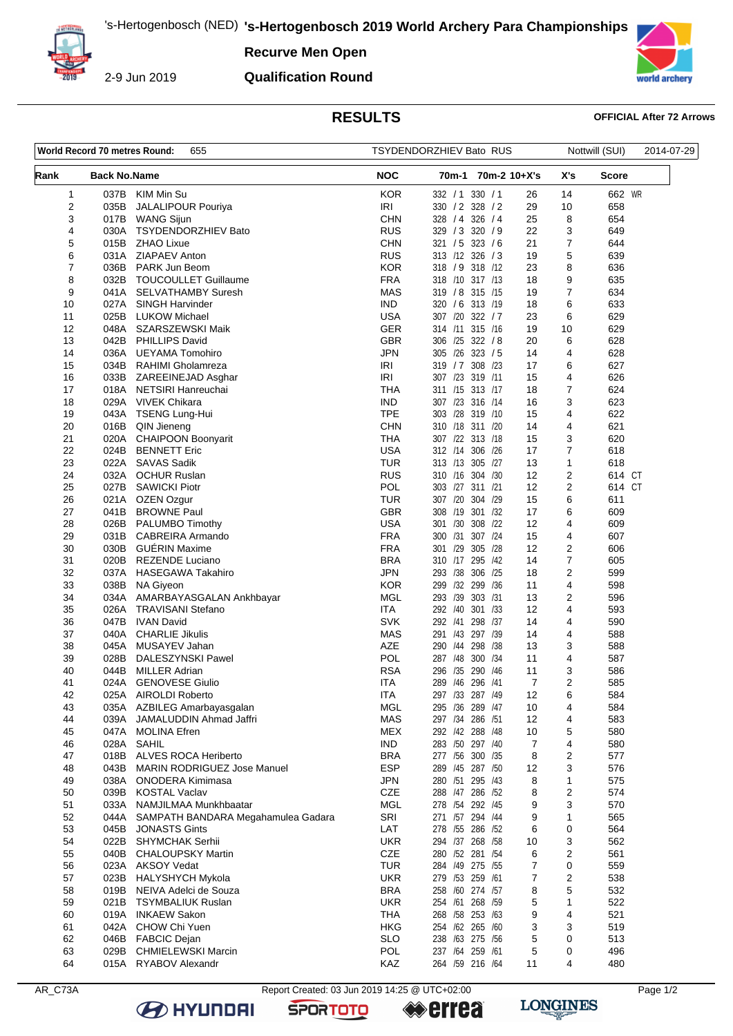# 's-Hertogenbosch 2019 World Archery Para Championships

's-Hertogenbosch (NED)

**Recurve Men Open**

2-9 Jun 2019

**Qualification Round**

## RESULTS

**OFFICIAL After 72 Arrows**

| World Record 70 metres Round: | 655 | TSYDENDORZHIEV Bato RUS | Nottwill (SUI) | 2014-07-29 |
|---|---|---|---|---|

| Rank | Back No. | Name | NOC | 70m-1 | 70m-2 | 10+X's | X's | Score |
|---|---|---|---|---|---|---|---|---|
| 1 | 037B | KIM Min Su | KOR | 332 / 1 | 330 / 1 | 26 | 14 | 662 WR |
| 2 | 035B | JALALIPOUR Pouriya | IRI | 330 / 2 | 328 / 2 | 29 | 10 | 658 |
| 3 | 017B | WANG Sijun | CHN | 328 / 4 | 326 / 4 | 25 | 8 | 654 |
| 4 | 030A | TSYDENDORZHIEV Bato | RUS | 329 / 3 | 320 / 9 | 22 | 3 | 649 |
| 5 | 015B | ZHAO Lixue | CHN | 321 / 5 | 323 / 6 | 21 | 7 | 644 |
| 6 | 031A | ZIAPAEV Anton | RUS | 313 /12 | 326 / 3 | 19 | 5 | 639 |
| 7 | 036B | PARK Jun Beom | KOR | 318 / 9 | 318 /12 | 23 | 8 | 636 |
| 8 | 032B | TOUCOULLET Guillaume | FRA | 318 /10 | 317 /13 | 18 | 9 | 635 |
| 9 | 041A | SELVATHAMBY Suresh | MAS | 319 / 8 | 315 /15 | 19 | 7 | 634 |
| 10 | 027A | SINGH Harvinder | IND | 320 / 6 | 313 /19 | 18 | 6 | 633 |
| 11 | 025B | LUKOW Michael | USA | 307 /20 | 322 / 7 | 23 | 6 | 629 |
| 12 | 048A | SZARSZEWSKI Maik | GER | 314 /11 | 315 /16 | 19 | 10 | 629 |
| 13 | 042B | PHILLIPS David | GBR | 306 /25 | 322 / 8 | 20 | 6 | 628 |
| 14 | 036A | UEYAMA Tomohiro | JPN | 305 /26 | 323 / 5 | 14 | 4 | 628 |
| 15 | 034B | RAHIMI Gholamreza | IRI | 319 / 7 | 308 /23 | 17 | 6 | 627 |
| 16 | 033B | ZAREEINEJAD Asghar | IRI | 307 /23 | 319 /11 | 15 | 4 | 626 |
| 17 | 018A | NETSIRI Hanreuchai | THA | 311 /15 | 313 /17 | 18 | 7 | 624 |
| 18 | 029A | VIVEK Chikara | IND | 307 /23 | 316 /14 | 16 | 3 | 623 |
| 19 | 043A | TSENG Lung-Hui | TPE | 303 /28 | 319 /10 | 15 | 4 | 622 |
| 20 | 016B | QIN Jieneng | CHN | 310 /18 | 311 /20 | 14 | 4 | 621 |
| 21 | 020A | CHAIPOON Boonyarit | THA | 307 /22 | 313 /18 | 15 | 3 | 620 |
| 22 | 024B | BENNETT Eric | USA | 312 /14 | 306 /26 | 17 | 7 | 618 |
| 23 | 022A | SAVAS Sadik | TUR | 313 /13 | 305 /27 | 13 | 1 | 618 |
| 24 | 032A | OCHUR Ruslan | RUS | 310 /16 | 304 /30 | 12 | 2 | 614 CT |
| 25 | 027B | SAWICKI Piotr | POL | 303 /27 | 311 /21 | 12 | 2 | 614 CT |
| 26 | 021A | OZEN Ozgur | TUR | 307 /20 | 304 /29 | 15 | 6 | 611 |
| 27 | 041B | BROWNE Paul | GBR | 308 /19 | 301 /32 | 17 | 6 | 609 |
| 28 | 026B | PALUMBO Timothy | USA | 301 /30 | 308 /22 | 12 | 4 | 609 |
| 29 | 031B | CABREIRA Armando | FRA | 300 /31 | 307 /24 | 15 | 4 | 607 |
| 30 | 030B | GUÉRIN Maxime | FRA | 301 /29 | 305 /28 | 12 | 2 | 606 |
| 31 | 020B | REZENDE Luciano | BRA | 310 /17 | 295 /42 | 14 | 7 | 605 |
| 32 | 037A | HASEGAWA Takahiro | JPN | 293 /38 | 306 /25 | 18 | 2 | 599 |
| 33 | 038B | NA Giyeon | KOR | 299 /32 | 299 /36 | 11 | 4 | 598 |
| 34 | 034A | AMARBAYASGALAN Ankhbayar | MGL | 293 /39 | 303 /31 | 13 | 2 | 596 |
| 35 | 026A | TRAVISANI Stefano | ITA | 292 /40 | 301 /33 | 12 | 4 | 593 |
| 36 | 047B | IVAN David | SVK | 292 /41 | 298 /37 | 14 | 4 | 590 |
| 37 | 040A | CHARLIE Jikulis | MAS | 291 /43 | 297 /39 | 14 | 4 | 588 |
| 38 | 045A | MUSAYEV Jahan | AZE | 290 /44 | 298 /38 | 13 | 3 | 588 |
| 39 | 028B | DALESZYNSKI Pawel | POL | 287 /48 | 300 /34 | 11 | 4 | 587 |
| 40 | 044B | MILLER Adrian | RSA | 296 /35 | 290 /46 | 11 | 3 | 586 |
| 41 | 024A | GENOVESE Giulio | ITA | 289 /46 | 296 /41 | 7 | 2 | 585 |
| 42 | 025A | AIROLDI Roberto | ITA | 297 /33 | 287 /49 | 12 | 6 | 584 |
| 43 | 035A | AZBILEG Amarbayasgalan | MGL | 295 /36 | 289 /47 | 10 | 4 | 584 |
| 44 | 039A | JAMALUDDIN Ahmad Jaffri | MAS | 297 /34 | 286 /51 | 12 | 4 | 583 |
| 45 | 047A | MOLINA Efren | MEX | 292 /42 | 288 /48 | 10 | 5 | 580 |
| 46 | 028A | SAHIL | IND | 283 /50 | 297 /40 | 7 | 4 | 580 |
| 47 | 018B | ALVES ROCA Heriberto | BRA | 277 /56 | 300 /35 | 8 | 2 | 577 |
| 48 | 043B | MARIN RODRIGUEZ Jose Manuel | ESP | 289 /45 | 287 /50 | 12 | 3 | 576 |
| 49 | 038A | ONODERA Kimimasa | JPN | 280 /51 | 295 /43 | 8 | 1 | 575 |
| 50 | 039B | KOSTAL Vaclav | CZE | 288 /47 | 286 /52 | 8 | 2 | 574 |
| 51 | 033A | NAMJILMAA Munkhbaatar | MGL | 278 /54 | 292 /45 | 9 | 3 | 570 |
| 52 | 044A | SAMPATH BANDARA Megahamulea Gadara | SRI | 271 /57 | 294 /44 | 9 | 1 | 565 |
| 53 | 045B | JONASTS Gints | LAT | 278 /55 | 286 /52 | 6 | 0 | 564 |
| 54 | 022B | SHYMCHAK Serhii | UKR | 294 /37 | 268 /58 | 10 | 3 | 562 |
| 55 | 040B | CHALOUPSKY Martin | CZE | 280 /52 | 281 /54 | 6 | 2 | 561 |
| 56 | 023A | AKSOY Vedat | TUR | 284 /49 | 275 /55 | 7 | 0 | 559 |
| 57 | 023B | HALYSHYCH Mykola | UKR | 279 /53 | 259 /61 | 7 | 2 | 538 |
| 58 | 019B | NEIVA Adelci de Souza | BRA | 258 /60 | 274 /57 | 8 | 5 | 532 |
| 59 | 021B | TSYMBALIUK Ruslan | UKR | 254 /61 | 268 /59 | 5 | 1 | 522 |
| 60 | 019A | INKAEW Sakon | THA | 268 /58 | 253 /63 | 9 | 4 | 521 |
| 61 | 042A | CHOW Chi Yuen | HKG | 254 /62 | 265 /60 | 3 | 3 | 519 |
| 62 | 046B | FABCIC Dejan | SLO | 238 /63 | 275 /56 | 5 | 0 | 513 |
| 63 | 029B | CHMIELEWSKI Marcin | POL | 237 /64 | 259 /61 | 5 | 0 | 496 |
| 64 | 015A | RYABOV Alexandr | KAZ | 264 /59 | 216 /64 | 11 | 4 | 480 |

AR_C73A Report Created: 03 Jun 2019 14:25 @ UTC+02:00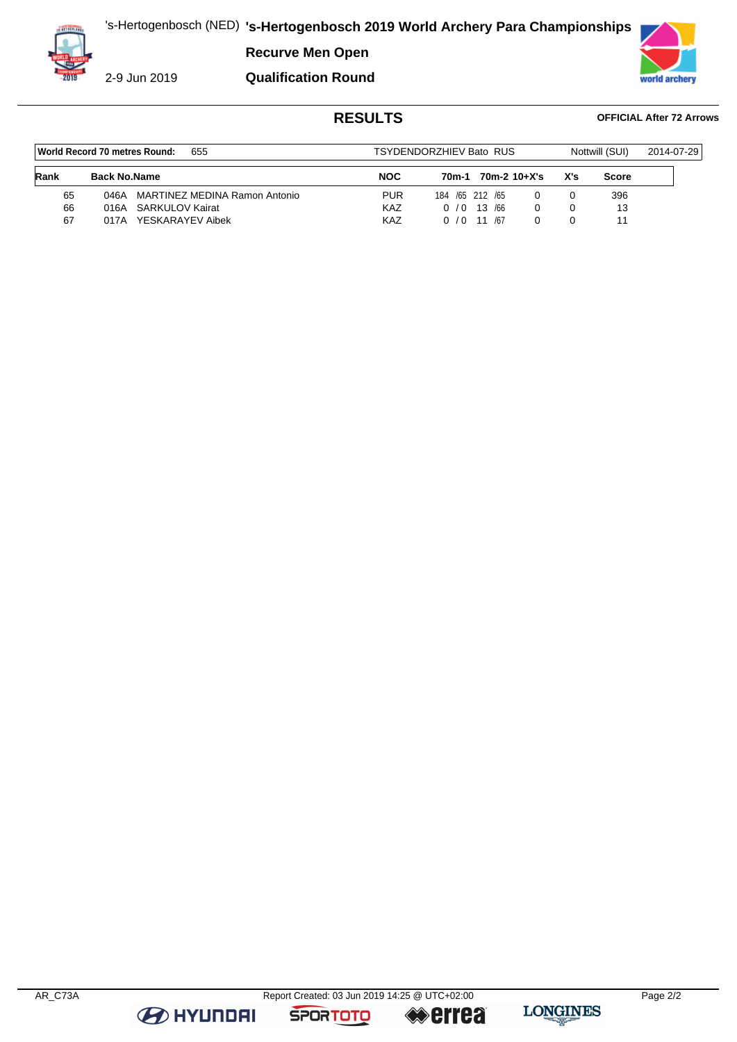# RESULTS

**OFFICIAL After 72 Arrows**

| World Record 70 metres Round: | 655 | TSYDENDORZHIEV Bato RUS | Nottwill (SUI) | 2014-07-29 |
|---|---|---|---|---|

| Rank | Back No. | Name | NOC | 70m-1 | 70m-2 | 10+X's | X's | Score |
|---|---|---|---|---|---|---|---|---|
| 65 | 046A | MARTINEZ MEDINA Ramon Antonio | PUR | 184 /65 | 212 /65 | 0 | 0 | 396 |
| 66 | 016A | SARKULOV Kairat | KAZ | 0 / 0 | 13 /66 | 0 | 0 | 13 |
| 67 | 017A | YESKARAYEV Aibek | KAZ | 0 / 0 | 11 /67 | 0 | 0 | 11 |